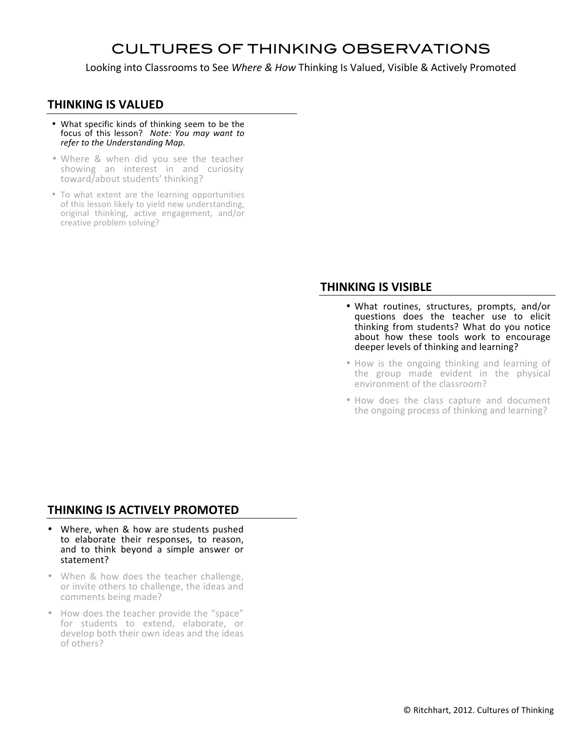# CULTURES OF THINKING OBSERVATIONS

Looking into Classrooms to See *Where & How* Thinking Is Valued, Visible & Actively Promoted

## THINKING IS VALUED

- What specific kinds of thinking seem to be the focus of this lesson? *Note: You may want to refer to the Understanding Map.*
- Where & when did you see the teacher showing an interest in and curiosity toward/about students' thinking?
- To what extent are the learning opportunities of this lesson likely to yield new understanding, original thinking, active engagement, and/or creative problem solving?

## THINKING IS VISIBLE

- What routines, structures, prompts, and/or questions does the teacher use to elicit thinking from students? What do you notice about how these tools work to encourage deeper levels of thinking and learning?
- How is the ongoing thinking and learning of the group made evident in the physical environment of the classroom?
- How does the class capture and document the ongoing process of thinking and learning?

## THINKING IS ACTIVELY PROMOTED

- Where, when & how are students pushed to elaborate their responses, to reason, and to think beyond a simple answer or statement?
- When & how does the teacher challenge, or invite others to challenge, the ideas and comments being made?
- How does the teacher provide the "space" for students to extend, elaborate, or develop both their own ideas and the ideas of others?

© Ritchhart, 2012. Cultures of Thinking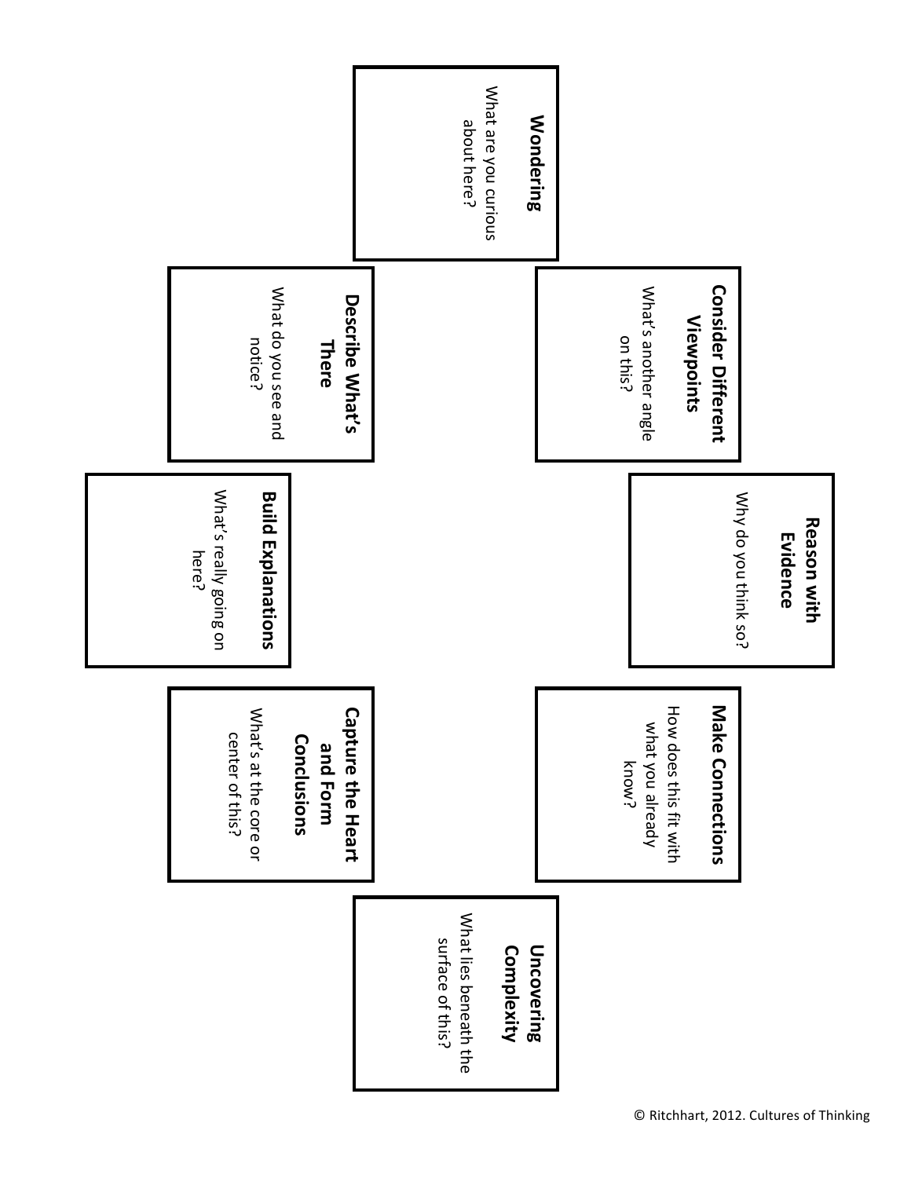**Wondering**
What are you curious about here?

**Consider Different Viewpoints**
What's another angle on this?

**Reason with Evidence**
Why do you think so?

**Make Connections**
How does this fit with what you already know?

**Uncovering Complexity**
What lies beneath the surface of this?

**Capture the Heart and Form Conclusions**
What's at the core or center of this?

**Build Explanations**
What's really going on here?

**Describe What's There**
What do you see and notice?

© Ritchhart, 2012. Cultures of Thinking